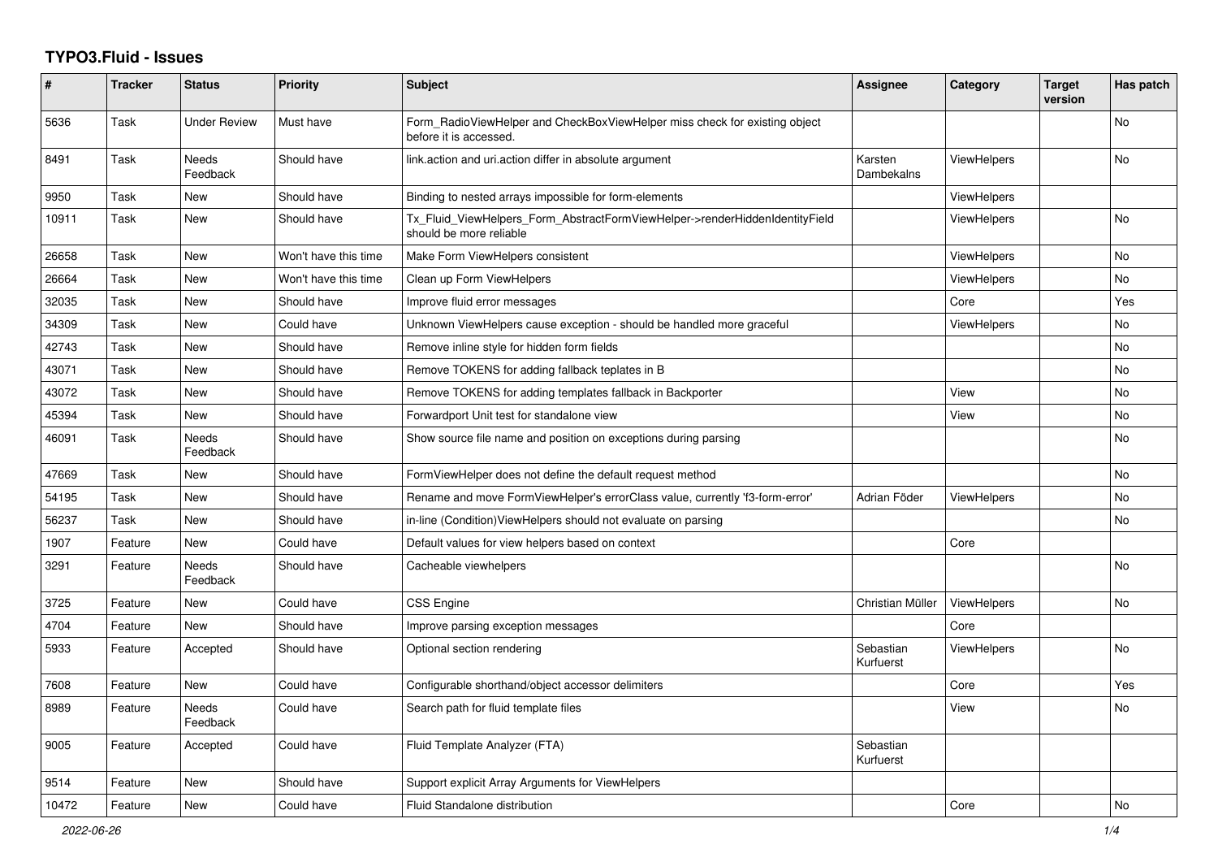# TYPO3.Fluid - Issues

| # | Tracker | Status | Priority | Subject | Assignee | Category | Target version | Has patch |
|---|---|---|---|---|---|---|---|---|
| 5636 | Task | Under Review | Must have | Form_RadioViewHelper and CheckBoxViewHelper miss check for existing object before it is accessed. | | | | No |
| 8491 | Task | Needs Feedback | Should have | link.action and uri.action differ in absolute argument | Karsten Dambekalns | ViewHelpers | | No |
| 9950 | Task | New | Should have | Binding to nested arrays impossible for form-elements | | ViewHelpers | | |
| 10911 | Task | New | Should have | Tx_Fluid_ViewHelpers_Form_AbstractFormViewHelper->renderHiddenIdentityField should be more reliable | | ViewHelpers | | No |
| 26658 | Task | New | Won't have this time | Make Form ViewHelpers consistent | | ViewHelpers | | No |
| 26664 | Task | New | Won't have this time | Clean up Form ViewHelpers | | ViewHelpers | | No |
| 32035 | Task | New | Should have | Improve fluid error messages | | Core | | Yes |
| 34309 | Task | New | Could have | Unknown ViewHelpers cause exception - should be handled more graceful | | ViewHelpers | | No |
| 42743 | Task | New | Should have | Remove inline style for hidden form fields | | | | No |
| 43071 | Task | New | Should have | Remove TOKENS for adding fallback teplates in B | | | | No |
| 43072 | Task | New | Should have | Remove TOKENS for adding templates fallback in Backporter | | View | | No |
| 45394 | Task | New | Should have | Forwardport Unit test for standalone view | | View | | No |
| 46091 | Task | Needs Feedback | Should have | Show source file name and position on exceptions during parsing | | | | No |
| 47669 | Task | New | Should have | FormViewHelper does not define the default request method | | | | No |
| 54195 | Task | New | Should have | Rename and move FormViewHelper's errorClass value, currently 'f3-form-error' | Adrian Föder | ViewHelpers | | No |
| 56237 | Task | New | Should have | in-line (Condition)ViewHelpers should not evaluate on parsing | | | | No |
| 1907 | Feature | New | Could have | Default values for view helpers based on context | | Core | | |
| 3291 | Feature | Needs Feedback | Should have | Cacheable viewhelpers | | | | No |
| 3725 | Feature | New | Could have | CSS Engine | Christian Müller | ViewHelpers | | No |
| 4704 | Feature | New | Should have | Improve parsing exception messages | | Core | | |
| 5933 | Feature | Accepted | Should have | Optional section rendering | Sebastian Kurfuerst | ViewHelpers | | No |
| 7608 | Feature | New | Could have | Configurable shorthand/object accessor delimiters | | Core | | Yes |
| 8989 | Feature | Needs Feedback | Could have | Search path for fluid template files | | View | | No |
| 9005 | Feature | Accepted | Could have | Fluid Template Analyzer (FTA) | Sebastian Kurfuerst | | | |
| 9514 | Feature | New | Should have | Support explicit Array Arguments for ViewHelpers | | | | |
| 10472 | Feature | New | Could have | Fluid Standalone distribution | | Core | | No |

*2022-06-26*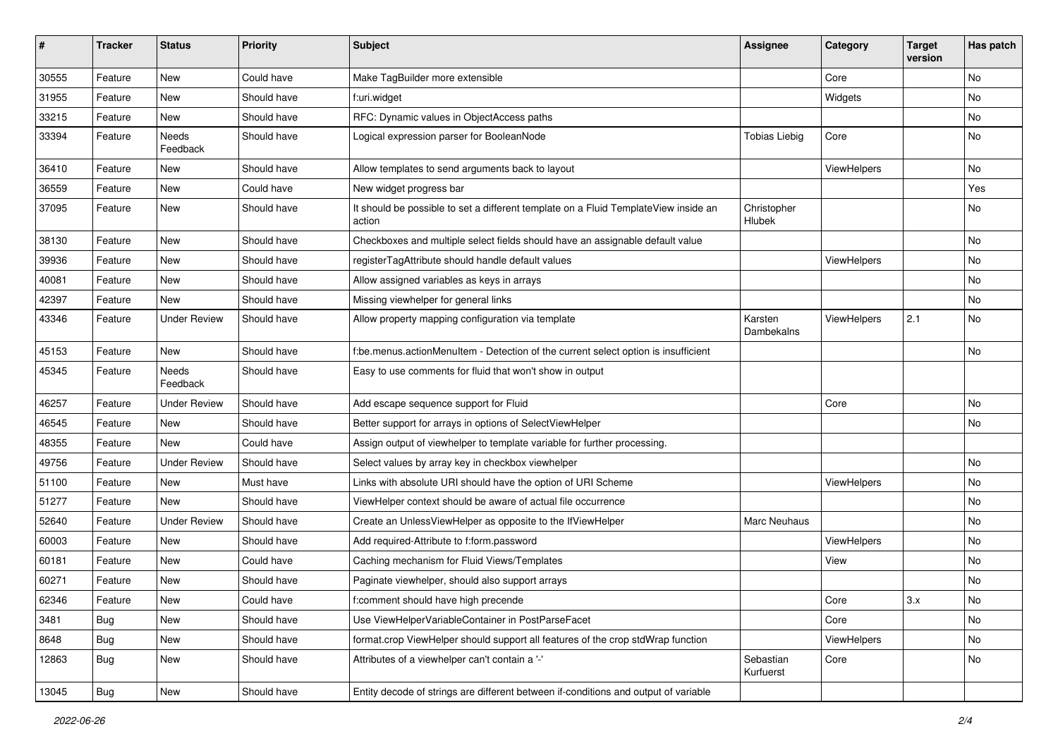| # | Tracker | Status | Priority | Subject | Assignee | Category | Target version | Has patch |
|---|---|---|---|---|---|---|---|---|
| 30555 | Feature | New | Could have | Make TagBuilder more extensible | | Core | | No |
| 31955 | Feature | New | Should have | f:uri.widget | | Widgets | | No |
| 33215 | Feature | New | Should have | RFC: Dynamic values in ObjectAccess paths | | | | No |
| 33394 | Feature | Needs Feedback | Should have | Logical expression parser for BooleanNode | Tobias Liebig | Core | | No |
| 36410 | Feature | New | Should have | Allow templates to send arguments back to layout | | ViewHelpers | | No |
| 36559 | Feature | New | Could have | New widget progress bar | | | | Yes |
| 37095 | Feature | New | Should have | It should be possible to set a different template on a Fluid TemplateView inside an action | Christopher Hlubek | | | No |
| 38130 | Feature | New | Should have | Checkboxes and multiple select fields should have an assignable default value | | | | No |
| 39936 | Feature | New | Should have | registerTagAttribute should handle default values | | ViewHelpers | | No |
| 40081 | Feature | New | Should have | Allow assigned variables as keys in arrays | | | | No |
| 42397 | Feature | New | Should have | Missing viewhelper for general links | | | | No |
| 43346 | Feature | Under Review | Should have | Allow property mapping configuration via template | Karsten Dambekalns | ViewHelpers | 2.1 | No |
| 45153 | Feature | New | Should have | f:be.menus.actionMenuItem - Detection of the current select option is insufficient | | | | No |
| 45345 | Feature | Needs Feedback | Should have | Easy to use comments for fluid that won't show in output | | | | |
| 46257 | Feature | Under Review | Should have | Add escape sequence support for Fluid | | Core | | No |
| 46545 | Feature | New | Should have | Better support for arrays in options of SelectViewHelper | | | | No |
| 48355 | Feature | New | Could have | Assign output of viewhelper to template variable for further processing. | | | | |
| 49756 | Feature | Under Review | Should have | Select values by array key in checkbox viewhelper | | | | No |
| 51100 | Feature | New | Must have | Links with absolute URI should have the option of URI Scheme | | ViewHelpers | | No |
| 51277 | Feature | New | Should have | ViewHelper context should be aware of actual file occurrence | | | | No |
| 52640 | Feature | Under Review | Should have | Create an UnlessViewHelper as opposite to the IfViewHelper | Marc Neuhaus | | | No |
| 60003 | Feature | New | Should have | Add required-Attribute to f:form.password | | ViewHelpers | | No |
| 60181 | Feature | New | Could have | Caching mechanism for Fluid Views/Templates | | View | | No |
| 60271 | Feature | New | Should have | Paginate viewhelper, should also support arrays | | | | No |
| 62346 | Feature | New | Could have | f:comment should have high precende | | Core | 3.x | No |
| 3481 | Bug | New | Should have | Use ViewHelperVariableContainer in PostParseFacet | | Core | | No |
| 8648 | Bug | New | Should have | format.crop ViewHelper should support all features of the crop stdWrap function | | ViewHelpers | | No |
| 12863 | Bug | New | Should have | Attributes of a viewhelper can't contain a '-' | Sebastian Kurfuerst | Core | | No |
| 13045 | Bug | New | Should have | Entity decode of strings are different between if-conditions and output of variable | | | | |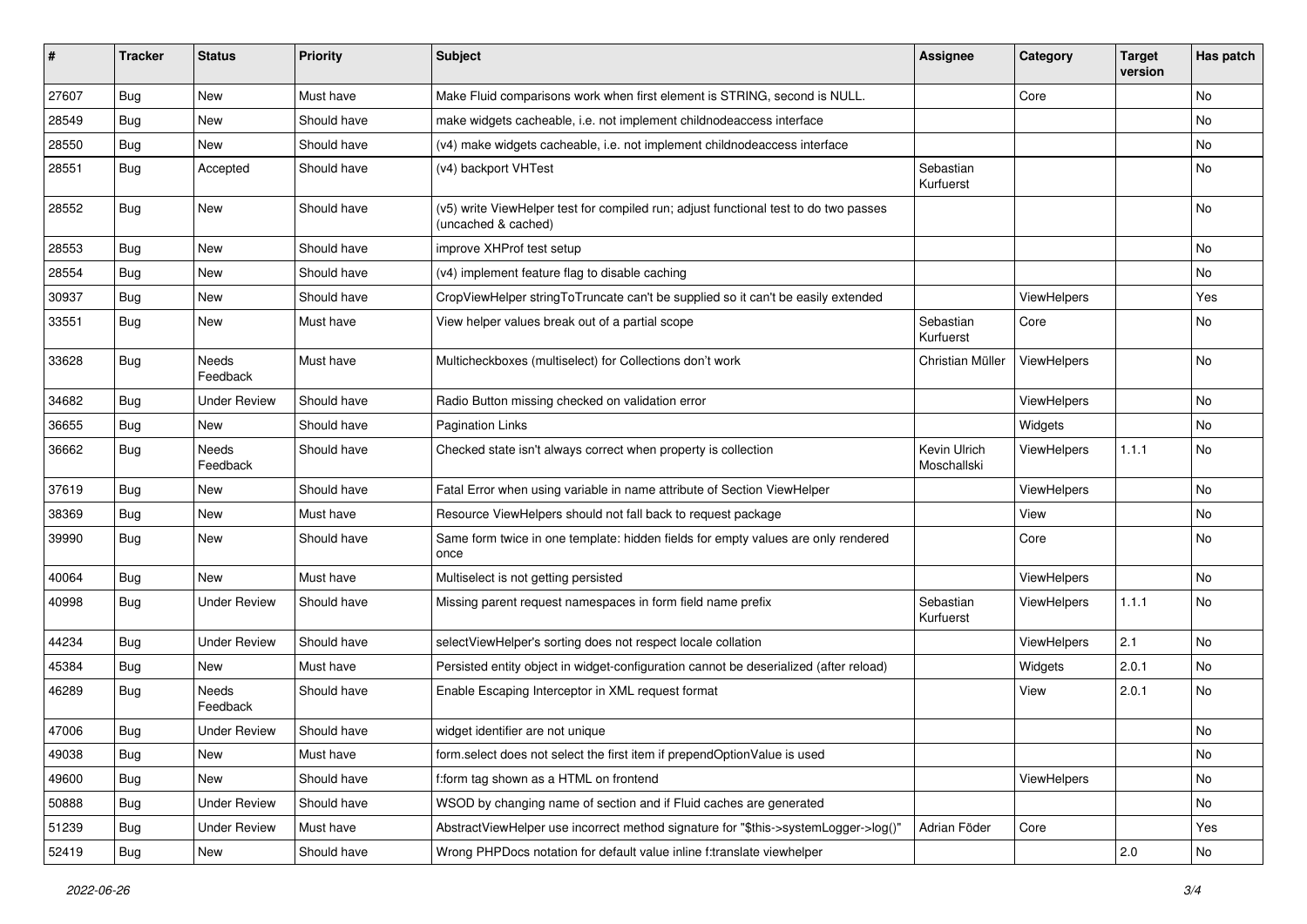| # | Tracker | Status | Priority | Subject | Assignee | Category | Target version | Has patch |
|---|---|---|---|---|---|---|---|---|
| 27607 | Bug | New | Must have | Make Fluid comparisons work when first element is STRING, second is NULL. | | Core | | No |
| 28549 | Bug | New | Should have | make widgets cacheable, i.e. not implement childnodeaccess interface | | | | No |
| 28550 | Bug | New | Should have | (v4) make widgets cacheable, i.e. not implement childnodeaccess interface | | | | No |
| 28551 | Bug | Accepted | Should have | (v4) backport VHTest | Sebastian Kurfuerst | | | No |
| 28552 | Bug | New | Should have | (v5) write ViewHelper test for compiled run; adjust functional test to do two passes (uncached & cached) | | | | No |
| 28553 | Bug | New | Should have | improve XHProf test setup | | | | No |
| 28554 | Bug | New | Should have | (v4) implement feature flag to disable caching | | | | No |
| 30937 | Bug | New | Should have | CropViewHelper stringToTruncate can't be supplied so it can't be easily extended | | ViewHelpers | | Yes |
| 33551 | Bug | New | Must have | View helper values break out of a partial scope | Sebastian Kurfuerst | Core | | No |
| 33628 | Bug | Needs Feedback | Must have | Multicheckboxes (multiselect) for Collections don't work | Christian Müller | ViewHelpers | | No |
| 34682 | Bug | Under Review | Should have | Radio Button missing checked on validation error | | ViewHelpers | | No |
| 36655 | Bug | New | Should have | Pagination Links | | Widgets | | No |
| 36662 | Bug | Needs Feedback | Should have | Checked state isn't always correct when property is collection | Kevin Ulrich Moschallski | ViewHelpers | 1.1.1 | No |
| 37619 | Bug | New | Should have | Fatal Error when using variable in name attribute of Section ViewHelper | | ViewHelpers | | No |
| 38369 | Bug | New | Must have | Resource ViewHelpers should not fall back to request package | | View | | No |
| 39990 | Bug | New | Should have | Same form twice in one template: hidden fields for empty values are only rendered once | | Core | | No |
| 40064 | Bug | New | Must have | Multiselect is not getting persisted | | ViewHelpers | | No |
| 40998 | Bug | Under Review | Should have | Missing parent request namespaces in form field name prefix | Sebastian Kurfuerst | ViewHelpers | 1.1.1 | No |
| 44234 | Bug | Under Review | Should have | selectViewHelper's sorting does not respect locale collation | | ViewHelpers | 2.1 | No |
| 45384 | Bug | New | Must have | Persisted entity object in widget-configuration cannot be deserialized (after reload) | | Widgets | 2.0.1 | No |
| 46289 | Bug | Needs Feedback | Should have | Enable Escaping Interceptor in XML request format | | View | 2.0.1 | No |
| 47006 | Bug | Under Review | Should have | widget identifier are not unique | | | | No |
| 49038 | Bug | New | Must have | form.select does not select the first item if prependOptionValue is used | | | | No |
| 49600 | Bug | New | Should have | f:form tag shown as a HTML on frontend | | ViewHelpers | | No |
| 50888 | Bug | Under Review | Should have | WSOD by changing name of section and if Fluid caches are generated | | | | No |
| 51239 | Bug | Under Review | Must have | AbstractViewHelper use incorrect method signature for "$this->systemLogger->log()" | Adrian Föder | Core | | Yes |
| 52419 | Bug | New | Should have | Wrong PHPDocs notation for default value inline f:translate viewhelper | | | 2.0 | No |

2022-06-26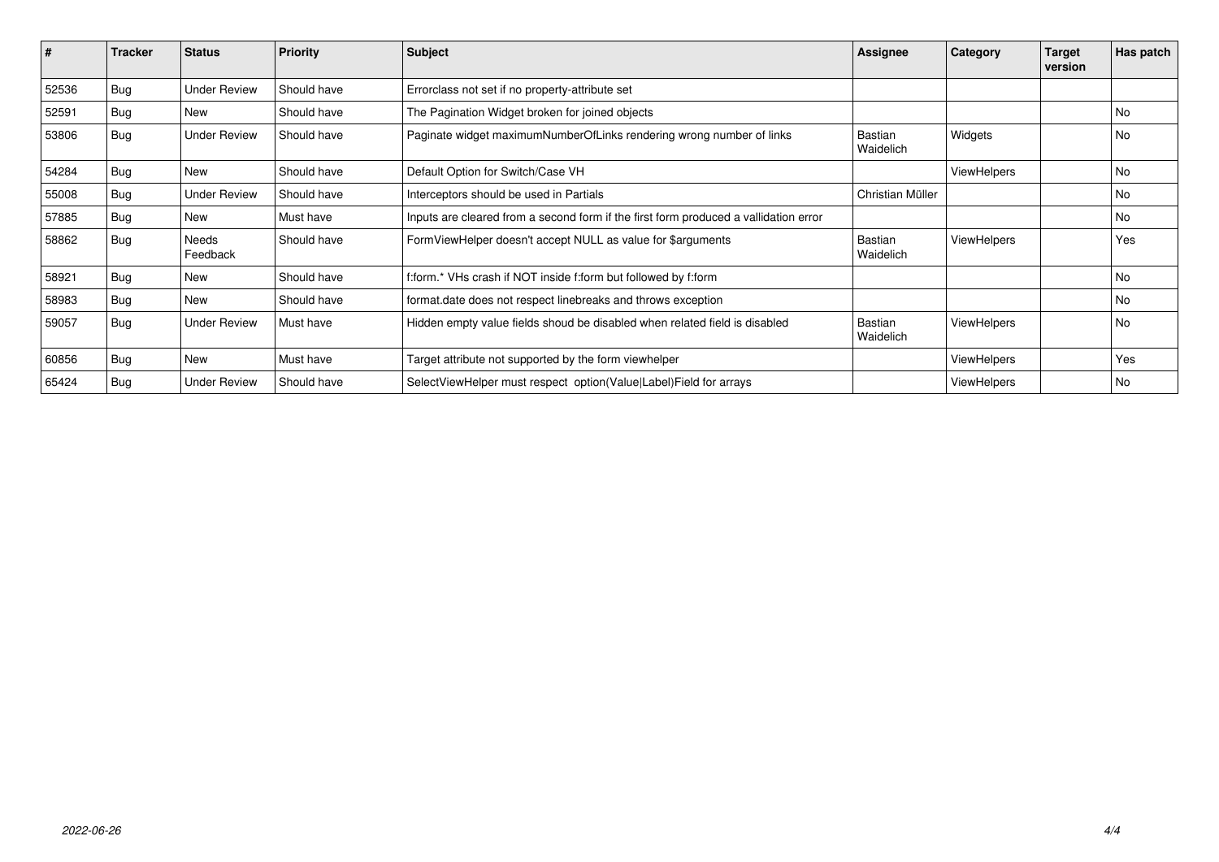| # | Tracker | Status | Priority | Subject | Assignee | Category | Target version | Has patch |
|---|---|---|---|---|---|---|---|---|
| 52536 | Bug | Under Review | Should have | Errorclass not set if no property-attribute set | | | | |
| 52591 | Bug | New | Should have | The Pagination Widget broken for joined objects | | | | No |
| 53806 | Bug | Under Review | Should have | Paginate widget maximumNumberOfLinks rendering wrong number of links | Bastian Waidelich | Widgets | | No |
| 54284 | Bug | New | Should have | Default Option for Switch/Case VH | | ViewHelpers | | No |
| 55008 | Bug | Under Review | Should have | Interceptors should be used in Partials | Christian Müller | | | No |
| 57885 | Bug | New | Must have | Inputs are cleared from a second form if the first form produced a vallidation error | | | | No |
| 58862 | Bug | Needs Feedback | Should have | FormViewHelper doesn't accept NULL as value for $arguments | Bastian Waidelich | ViewHelpers | | Yes |
| 58921 | Bug | New | Should have | f:form.* VHs crash if NOT inside f:form but followed by f:form | | | | No |
| 58983 | Bug | New | Should have | format.date does not respect linebreaks and throws exception | | | | No |
| 59057 | Bug | Under Review | Must have | Hidden empty value fields shoud be disabled when related field is disabled | Bastian Waidelich | ViewHelpers | | No |
| 60856 | Bug | New | Must have | Target attribute not supported by the form viewhelper | | ViewHelpers | | Yes |
| 65424 | Bug | Under Review | Should have | SelectViewHelper must respect option(Value\|Label)Field for arrays | | ViewHelpers | | No |

2022-06-26